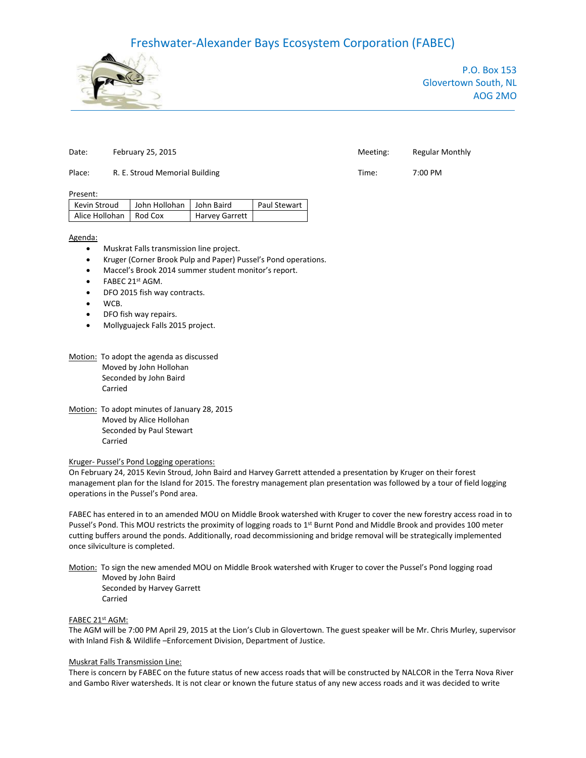# Freshwater-Alexander Bays Ecosystem Corporation (FABEC)

P.O. Box 153
Glovertown South, NL
AOG 2MO

Date: February 25, 2015 | Meeting: Regular Monthly

Place: R. E. Stroud Memorial Building | Time: 7:00 PM

Present:

| Kevin Stroud | John Hollohan | John Baird | Paul Stewart |
|---|---|---|---|
| Alice Hollohan | Rod Cox | Harvey Garrett | |

Agenda:

- Muskrat Falls transmission line project.
- Kruger (Corner Brook Pulp and Paper) Pussel's Pond operations.
- Maccel's Brook 2014 summer student monitor's report.
- FABEC 21st AGM.
- DFO 2015 fish way contracts.
- WCB.
- DFO fish way repairs.
- Mollyguajeck Falls 2015 project.

Motion: To adopt the agenda as discussed
Moved by John Hollohan
Seconded by John Baird
Carried

Motion: To adopt minutes of January 28, 2015
Moved by Alice Hollohan
Seconded by Paul Stewart
Carried

Kruger- Pussel's Pond Logging operations:

On February 24, 2015 Kevin Stroud, John Baird and Harvey Garrett attended a presentation by Kruger on their forest management plan for the Island for 2015. The forestry management plan presentation was followed by a tour of field logging operations in the Pussel's Pond area.

FABEC has entered in to an amended MOU on Middle Brook watershed with Kruger to cover the new forestry access road in to Pussel's Pond. This MOU restricts the proximity of logging roads to 1st Burnt Pond and Middle Brook and provides 100 meter cutting buffers around the ponds. Additionally, road decommissioning and bridge removal will be strategically implemented once silviculture is completed.

Motion: To sign the new amended MOU on Middle Brook watershed with Kruger to cover the Pussel's Pond logging road
Moved by John Baird
Seconded by Harvey Garrett
Carried

FABEC 21st AGM:

The AGM will be 7:00 PM April 29, 2015 at the Lion's Club in Glovertown. The guest speaker will be Mr. Chris Murley, supervisor with Inland Fish & Wildlife –Enforcement Division, Department of Justice.

Muskrat Falls Transmission Line:

There is concern by FABEC on the future status of new access roads that will be constructed by NALCOR in the Terra Nova River and Gambo River watersheds. It is not clear or known the future status of any new access roads and it was decided to write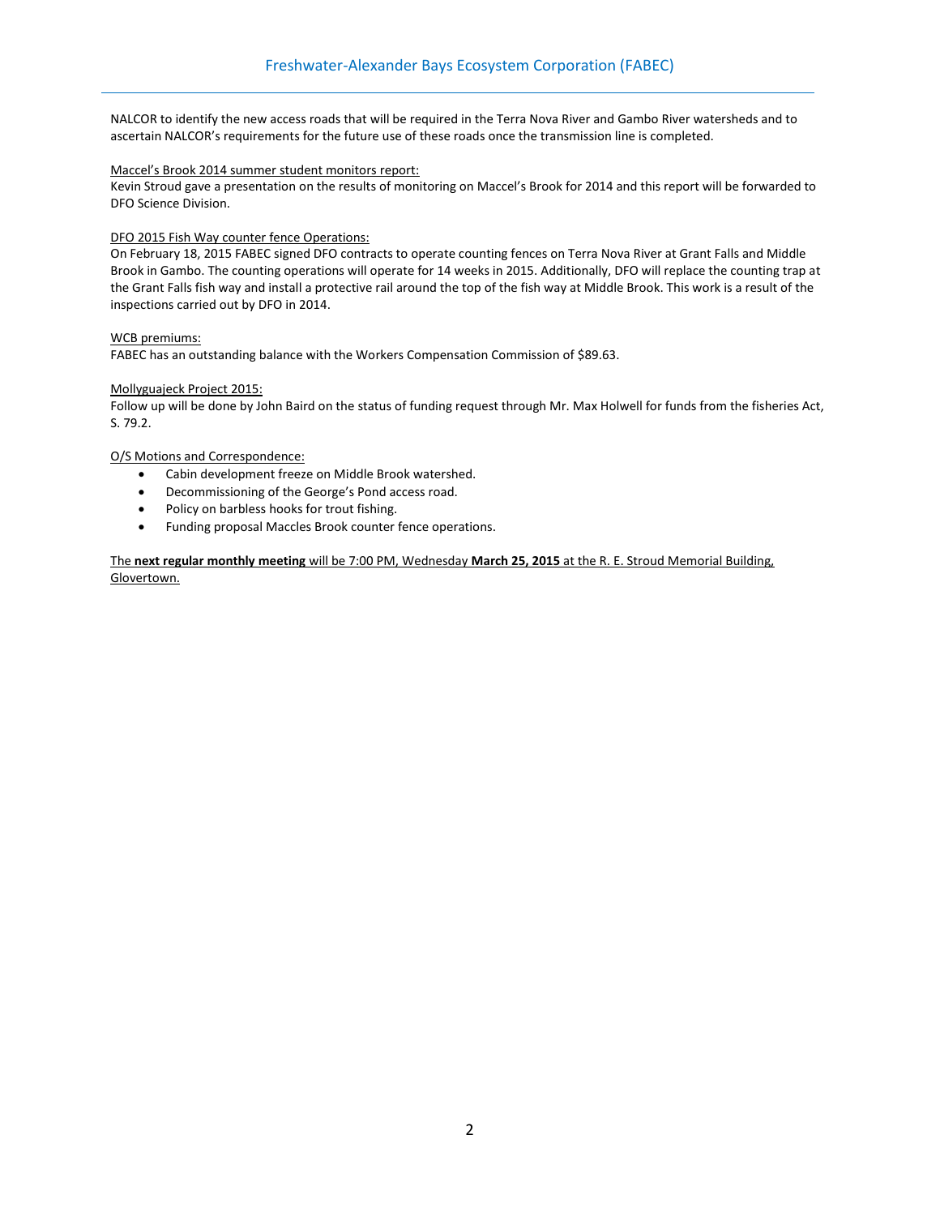NALCOR to identify the new access roads that will be required in the Terra Nova River and Gambo River watersheds and to ascertain NALCOR's requirements for the future use of these roads once the transmission line is completed.

Maccel's Brook 2014 summer student monitors report:

Kevin Stroud gave a presentation on the results of monitoring on Maccel's Brook for 2014 and this report will be forwarded to DFO Science Division.

DFO 2015 Fish Way counter fence Operations:

On February 18, 2015 FABEC signed DFO contracts to operate counting fences on Terra Nova River at Grant Falls and Middle Brook in Gambo. The counting operations will operate for 14 weeks in 2015. Additionally, DFO will replace the counting trap at the Grant Falls fish way and install a protective rail around the top of the fish way at Middle Brook. This work is a result of the inspections carried out by DFO in 2014.

WCB premiums:

FABEC has an outstanding balance with the Workers Compensation Commission of $89.63.

Mollyguajeck Project 2015:

Follow up will be done by John Baird on the status of funding request through Mr. Max Holwell for funds from the fisheries Act, S. 79.2.

O/S Motions and Correspondence:

- Cabin development freeze on Middle Brook watershed.
- Decommissioning of the George's Pond access road.
- Policy on barbless hooks for trout fishing.
- Funding proposal Maccles Brook counter fence operations.

The **next regular monthly meeting** will be 7:00 PM, Wednesday **March 25, 2015** at the R. E. Stroud Memorial Building, Glovertown.